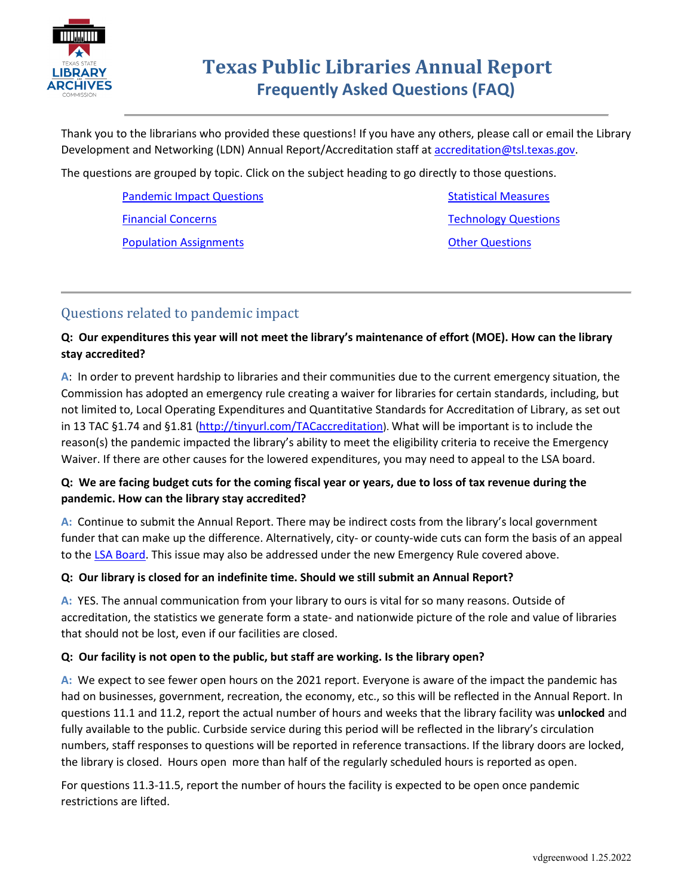# Texas Public Libraries Annual Report
## Frequently Asked Questions (FAQ)

Thank you to the librarians who provided these questions! If you have any others, please call or email the Library Development and Networking (LDN) Annual Report/Accreditation staff at [accreditation@tsl.texas.gov](mailto:accreditation@tsl.texas.gov).

The questions are grouped by topic. Click on the subject heading to go directly to those questions.

- Pandemic Impact Questions
- Financial Concerns
- Population Assignments
- Statistical Measures
- Technology Questions
- Other Questions

---

## Questions related to pandemic impact

**Q: Our expenditures this year will not meet the library's maintenance of effort (MOE). How can the library stay accredited?**

**A**: In order to prevent hardship to libraries and their communities due to the current emergency situation, the Commission has adopted an emergency rule creating a waiver for libraries for certain standards, including, but not limited to, Local Operating Expenditures and Quantitative Standards for Accreditation of Library, as set out in 13 TAC §1.74 and §1.81 ([http://tinyurl.com/TACaccreditation](http://tinyurl.com/TACaccreditation)). What will be important is to include the reason(s) the pandemic impacted the library's ability to meet the eligibility criteria to receive the Emergency Waiver. If there are other causes for the lowered expenditures, you may need to appeal to the LSA board.

**Q: We are facing budget cuts for the coming fiscal year or years, due to loss of tax revenue during the pandemic. How can the library stay accredited?**

**A:** Continue to submit the Annual Report. There may be indirect costs from the library's local government funder that can make up the difference. Alternatively, city- or county-wide cuts can form the basis of an appeal to the LSA Board. This issue may also be addressed under the new Emergency Rule covered above.

**Q: Our library is closed for an indefinite time. Should we still submit an Annual Report?**

**A:** YES. The annual communication from your library to ours is vital for so many reasons. Outside of accreditation, the statistics we generate form a state- and nationwide picture of the role and value of libraries that should not be lost, even if our facilities are closed.

**Q: Our facility is not open to the public, but staff are working. Is the library open?**

**A:** We expect to see fewer open hours on the 2021 report. Everyone is aware of the impact the pandemic has had on businesses, government, recreation, the economy, etc., so this will be reflected in the Annual Report. In questions 11.1 and 11.2, report the actual number of hours and weeks that the library facility was **unlocked** and fully available to the public. Curbside service during this period will be reflected in the library's circulation numbers, staff responses to questions will be reported in reference transactions. If the library doors are locked, the library is closed. Hours open more than half of the regularly scheduled hours is reported as open.

For questions 11.3-11.5, report the number of hours the facility is expected to be open once pandemic restrictions are lifted.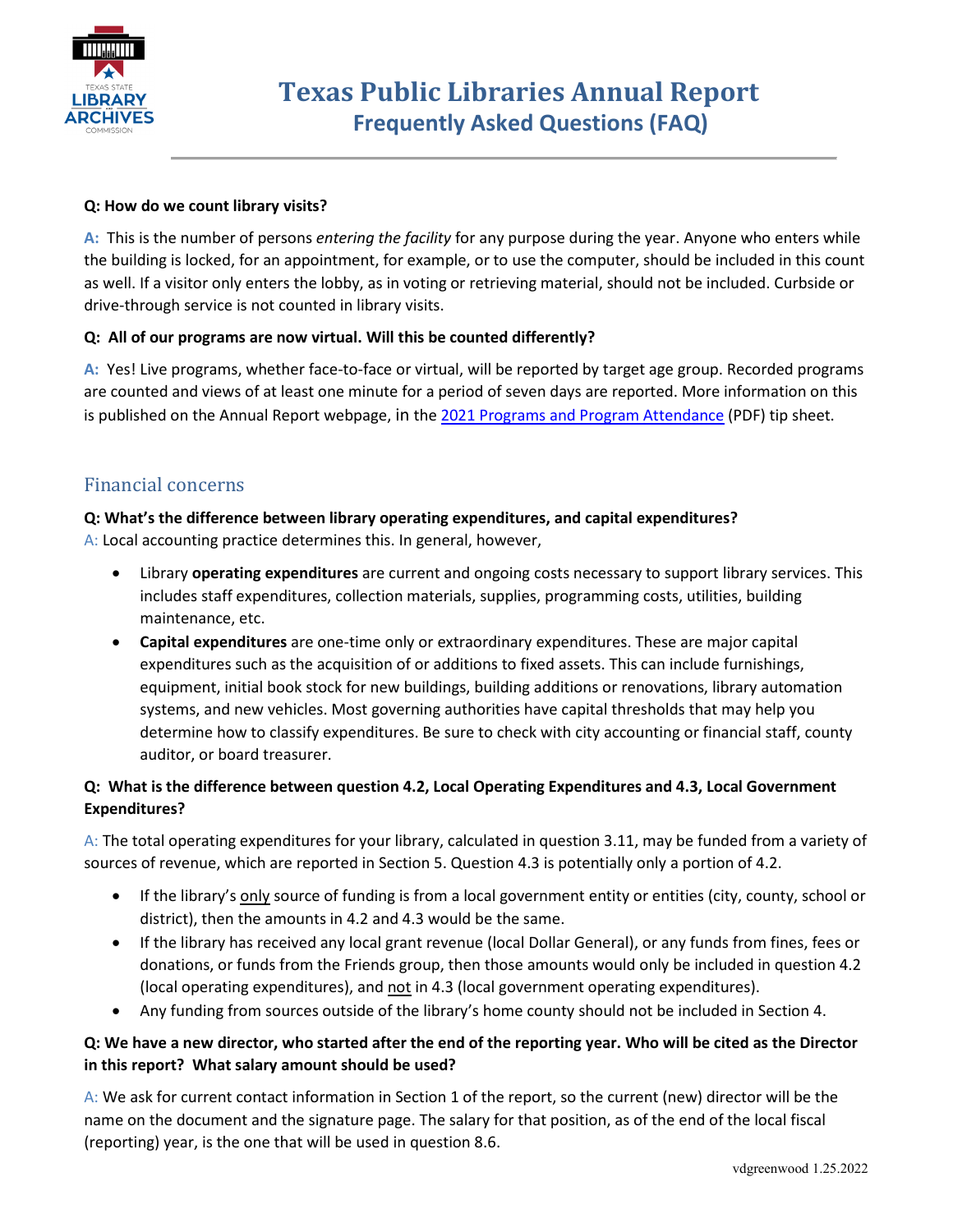# Texas Public Libraries Annual Report
## Frequently Asked Questions (FAQ)

**Q: How do we count library visits?**

**A:** This is the number of persons *entering the facility* for any purpose during the year. Anyone who enters while the building is locked, for an appointment, for example, or to use the computer, should be included in this count as well. If a visitor only enters the lobby, as in voting or retrieving material, should not be included. Curbside or drive-through service is not counted in library visits.

**Q: All of our programs are now virtual. Will this be counted differently?**

**A:** Yes! Live programs, whether face-to-face or virtual, will be reported by target age group. Recorded programs are counted and views of at least one minute for a period of seven days are reported. More information on this is published on the Annual Report webpage, in the 2021 Programs and Program Attendance (PDF) tip sheet.

## Financial concerns

**Q: What's the difference between library operating expenditures, and capital expenditures?**

A: Local accounting practice determines this. In general, however,

- Library **operating expenditures** are current and ongoing costs necessary to support library services. This includes staff expenditures, collection materials, supplies, programming costs, utilities, building maintenance, etc.
- **Capital expenditures** are one-time only or extraordinary expenditures. These are major capital expenditures such as the acquisition of or additions to fixed assets. This can include furnishings, equipment, initial book stock for new buildings, building additions or renovations, library automation systems, and new vehicles. Most governing authorities have capital thresholds that may help you determine how to classify expenditures. Be sure to check with city accounting or financial staff, county auditor, or board treasurer.

**Q: What is the difference between question 4.2, Local Operating Expenditures and 4.3, Local Government Expenditures?**

A: The total operating expenditures for your library, calculated in question 3.11, may be funded from a variety of sources of revenue, which are reported in Section 5. Question 4.3 is potentially only a portion of 4.2.

- If the library's only source of funding is from a local government entity or entities (city, county, school or district), then the amounts in 4.2 and 4.3 would be the same.
- If the library has received any local grant revenue (local Dollar General), or any funds from fines, fees or donations, or funds from the Friends group, then those amounts would only be included in question 4.2 (local operating expenditures), and not in 4.3 (local government operating expenditures).
- Any funding from sources outside of the library's home county should not be included in Section 4.

**Q: We have a new director, who started after the end of the reporting year. Who will be cited as the Director in this report? What salary amount should be used?**

A: We ask for current contact information in Section 1 of the report, so the current (new) director will be the name on the document and the signature page. The salary for that position, as of the end of the local fiscal (reporting) year, is the one that will be used in question 8.6.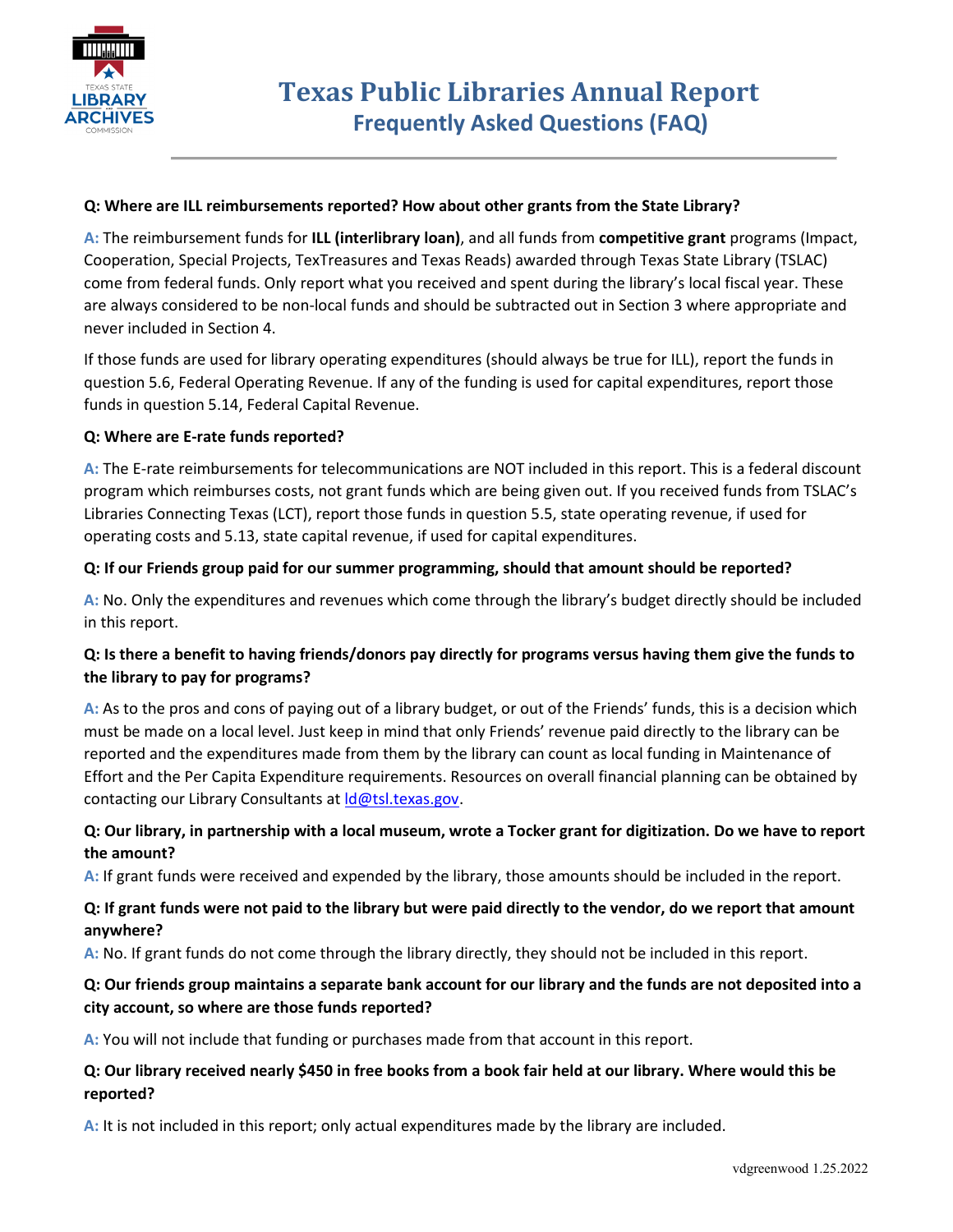# Texas Public Libraries Annual Report
## Frequently Asked Questions (FAQ)

**Q: Where are ILL reimbursements reported? How about other grants from the State Library?**

**A:** The reimbursement funds for **ILL (interlibrary loan)**, and all funds from **competitive grant** programs (Impact, Cooperation, Special Projects, TexTreasures and Texas Reads) awarded through Texas State Library (TSLAC) come from federal funds. Only report what you received and spent during the library's local fiscal year. These are always considered to be non-local funds and should be subtracted out in Section 3 where appropriate and never included in Section 4.

If those funds are used for library operating expenditures (should always be true for ILL), report the funds in question 5.6, Federal Operating Revenue. If any of the funding is used for capital expenditures, report those funds in question 5.14, Federal Capital Revenue.

**Q: Where are E-rate funds reported?**

**A:** The E-rate reimbursements for telecommunications are NOT included in this report. This is a federal discount program which reimburses costs, not grant funds which are being given out. If you received funds from TSLAC's Libraries Connecting Texas (LCT), report those funds in question 5.5, state operating revenue, if used for operating costs and 5.13, state capital revenue, if used for capital expenditures.

**Q: If our Friends group paid for our summer programming, should that amount should be reported?**

**A:** No. Only the expenditures and revenues which come through the library's budget directly should be included in this report.

**Q: Is there a benefit to having friends/donors pay directly for programs versus having them give the funds to the library to pay for programs?**

**A:** As to the pros and cons of paying out of a library budget, or out of the Friends' funds, this is a decision which must be made on a local level. Just keep in mind that only Friends' revenue paid directly to the library can be reported and the expenditures made from them by the library can count as local funding in Maintenance of Effort and the Per Capita Expenditure requirements. Resources on overall financial planning can be obtained by contacting our Library Consultants at ld@tsl.texas.gov.

**Q: Our library, in partnership with a local museum, wrote a Tocker grant for digitization. Do we have to report the amount?**

**A:** If grant funds were received and expended by the library, those amounts should be included in the report.

**Q: If grant funds were not paid to the library but were paid directly to the vendor, do we report that amount anywhere?**

**A:** No. If grant funds do not come through the library directly, they should not be included in this report.

**Q: Our friends group maintains a separate bank account for our library and the funds are not deposited into a city account, so where are those funds reported?**

**A:** You will not include that funding or purchases made from that account in this report.

**Q: Our library received nearly $450 in free books from a book fair held at our library. Where would this be reported?**

**A:** It is not included in this report; only actual expenditures made by the library are included.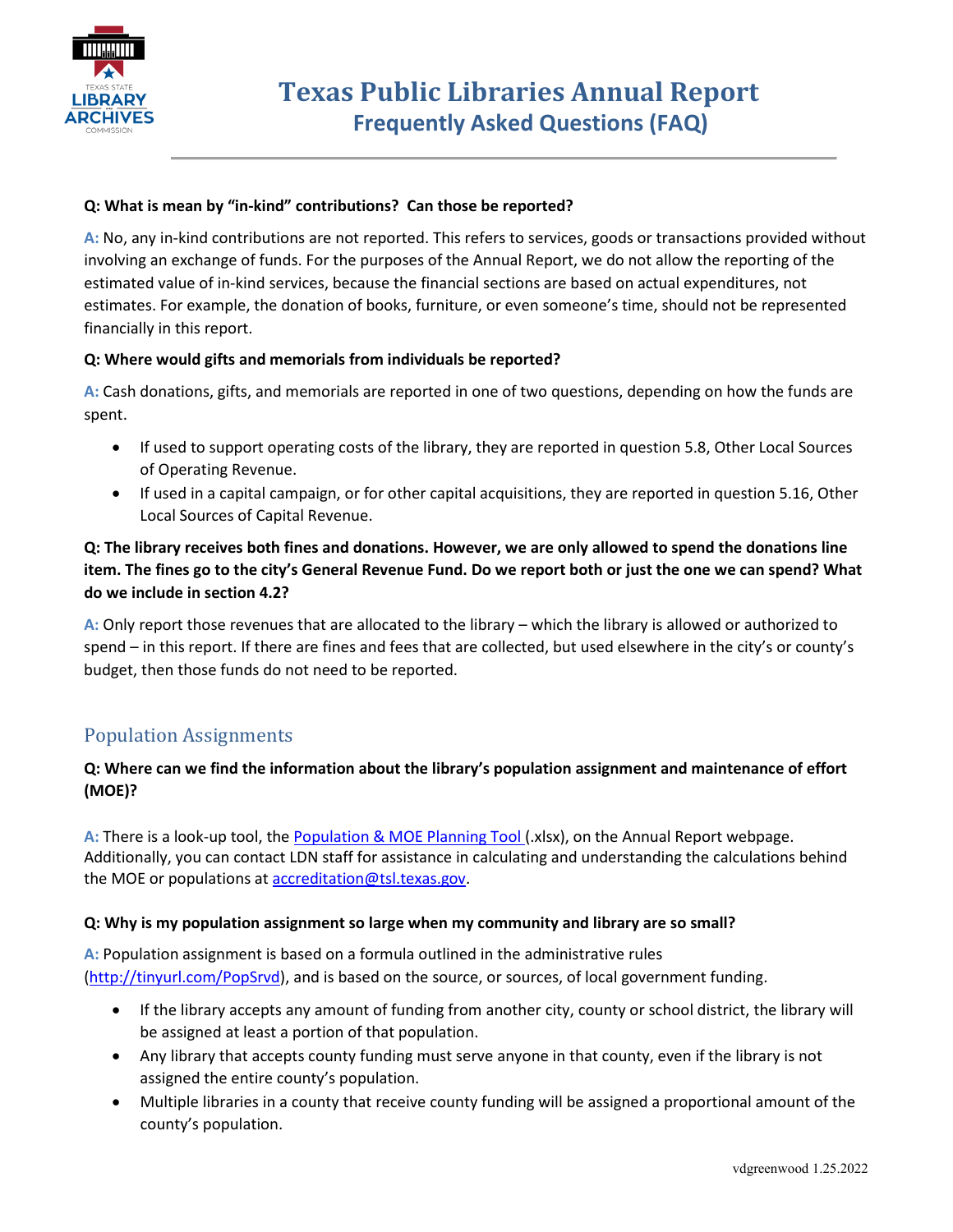# Texas Public Libraries Annual Report
## Frequently Asked Questions (FAQ)

**Q: What is mean by "in-kind" contributions? Can those be reported?**

**A:** No, any in-kind contributions are not reported. This refers to services, goods or transactions provided without involving an exchange of funds. For the purposes of the Annual Report, we do not allow the reporting of the estimated value of in-kind services, because the financial sections are based on actual expenditures, not estimates. For example, the donation of books, furniture, or even someone's time, should not be represented financially in this report.

**Q: Where would gifts and memorials from individuals be reported?**

**A:** Cash donations, gifts, and memorials are reported in one of two questions, depending on how the funds are spent.

- If used to support operating costs of the library, they are reported in question 5.8, Other Local Sources of Operating Revenue.
- If used in a capital campaign, or for other capital acquisitions, they are reported in question 5.16, Other Local Sources of Capital Revenue.

**Q: The library receives both fines and donations. However, we are only allowed to spend the donations line item. The fines go to the city's General Revenue Fund. Do we report both or just the one we can spend? What do we include in section 4.2?**

**A:** Only report those revenues that are allocated to the library – which the library is allowed or authorized to spend – in this report. If there are fines and fees that are collected, but used elsewhere in the city's or county's budget, then those funds do not need to be reported.

## Population Assignments

**Q: Where can we find the information about the library's population assignment and maintenance of effort (MOE)?**

**A:** There is a look-up tool, the Population & MOE Planning Tool (.xlsx), on the Annual Report webpage. Additionally, you can contact LDN staff for assistance in calculating and understanding the calculations behind the MOE or populations at accreditation@tsl.texas.gov.

**Q: Why is my population assignment so large when my community and library are so small?**

**A:** Population assignment is based on a formula outlined in the administrative rules (http://tinyurl.com/PopSrvd), and is based on the source, or sources, of local government funding.

- If the library accepts any amount of funding from another city, county or school district, the library will be assigned at least a portion of that population.
- Any library that accepts county funding must serve anyone in that county, even if the library is not assigned the entire county's population.
- Multiple libraries in a county that receive county funding will be assigned a proportional amount of the county's population.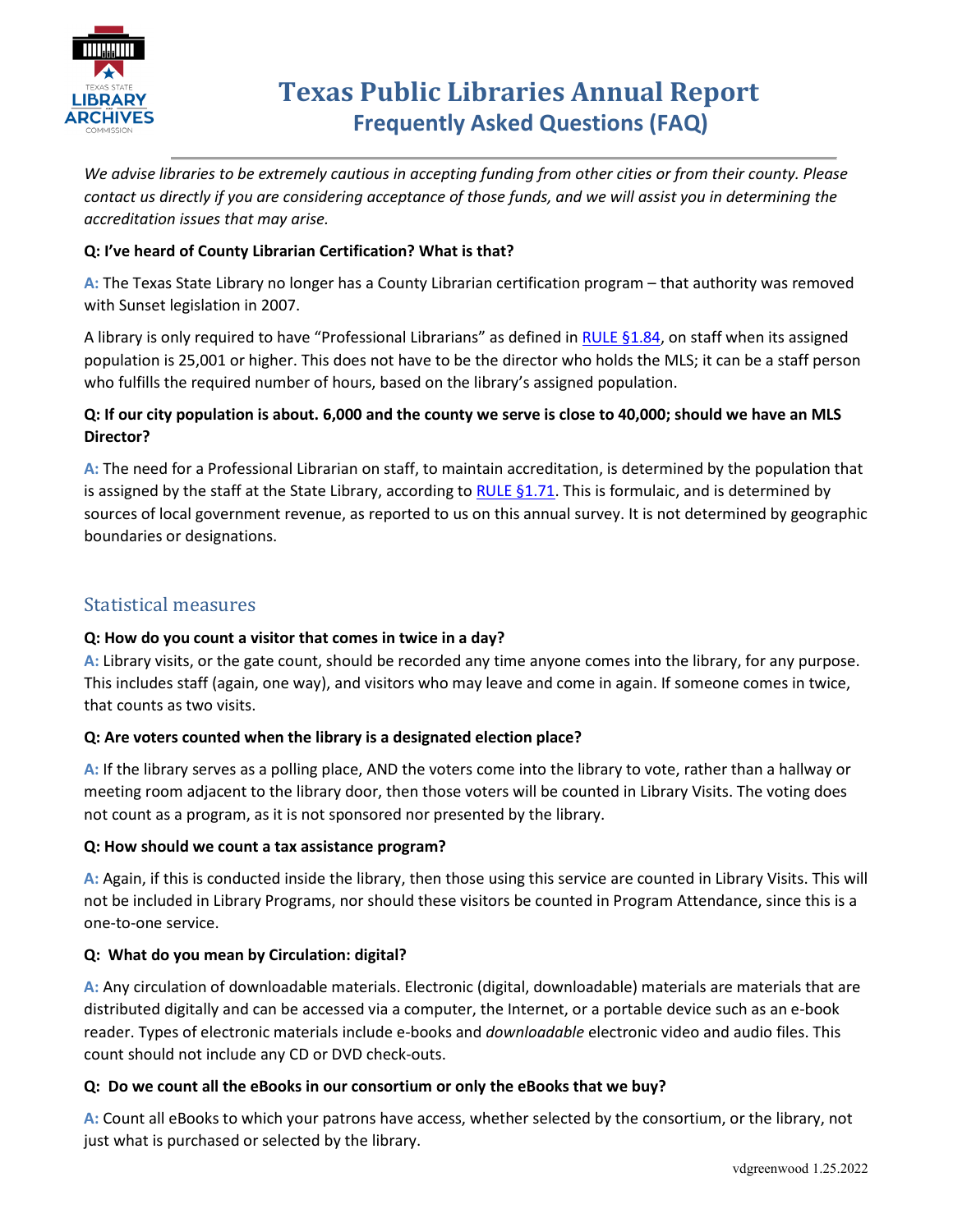*We advise libraries to be extremely cautious in accepting funding from other cities or from their county. Please contact us directly if you are considering acceptance of those funds, and we will assist you in determining the accreditation issues that may arise.*

**Q: I've heard of County Librarian Certification? What is that?**

**A:** The Texas State Library no longer has a County Librarian certification program – that authority was removed with Sunset legislation in 2007.

A library is only required to have "Professional Librarians" as defined in [RULE §1.84](), on staff when its assigned population is 25,001 or higher. This does not have to be the director who holds the MLS; it can be a staff person who fulfills the required number of hours, based on the library's assigned population.

**Q: If our city population is about. 6,000 and the county we serve is close to 40,000; should we have an MLS Director?**

**A:** The need for a Professional Librarian on staff, to maintain accreditation, is determined by the population that is assigned by the staff at the State Library, according to [RULE §1.71](). This is formulaic, and is determined by sources of local government revenue, as reported to us on this annual survey. It is not determined by geographic boundaries or designations.

## Statistical measures

**Q: How do you count a visitor that comes in twice in a day?**

**A:** Library visits, or the gate count, should be recorded any time anyone comes into the library, for any purpose. This includes staff (again, one way), and visitors who may leave and come in again. If someone comes in twice, that counts as two visits.

**Q: Are voters counted when the library is a designated election place?**

**A:** If the library serves as a polling place, AND the voters come into the library to vote, rather than a hallway or meeting room adjacent to the library door, then those voters will be counted in Library Visits. The voting does not count as a program, as it is not sponsored nor presented by the library.

**Q: How should we count a tax assistance program?**

**A:** Again, if this is conducted inside the library, then those using this service are counted in Library Visits. This will not be included in Library Programs, nor should these visitors be counted in Program Attendance, since this is a one-to-one service.

**Q: What do you mean by Circulation: digital?**

**A:** Any circulation of downloadable materials. Electronic (digital, downloadable) materials are materials that are distributed digitally and can be accessed via a computer, the Internet, or a portable device such as an e-book reader. Types of electronic materials include e-books and *downloadable* electronic video and audio files. This count should not include any CD or DVD check-outs.

**Q: Do we count all the eBooks in our consortium or only the eBooks that we buy?**

**A:** Count all eBooks to which your patrons have access, whether selected by the consortium, or the library, not just what is purchased or selected by the library.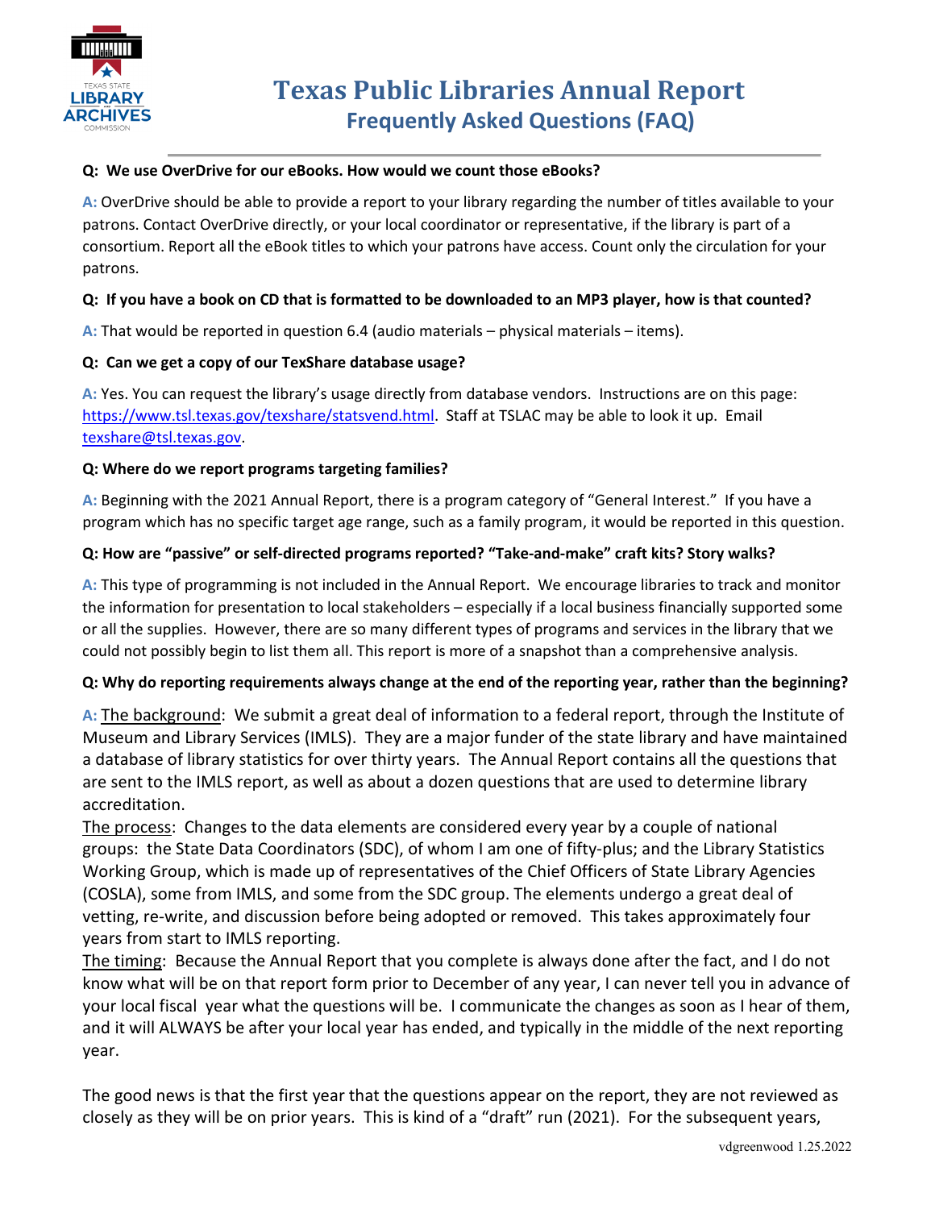# Texas Public Libraries Annual Report

## Frequently Asked Questions (FAQ)

**Q: We use OverDrive for our eBooks. How would we count those eBooks?**

**A:** OverDrive should be able to provide a report to your library regarding the number of titles available to your patrons. Contact OverDrive directly, or your local coordinator or representative, if the library is part of a consortium. Report all the eBook titles to which your patrons have access. Count only the circulation for your patrons.

**Q: If you have a book on CD that is formatted to be downloaded to an MP3 player, how is that counted?**

**A:** That would be reported in question 6.4 (audio materials – physical materials – items).

**Q: Can we get a copy of our TexShare database usage?**

**A:** Yes. You can request the library's usage directly from database vendors. Instructions are on this page: [https://www.tsl.texas.gov/texshare/statsvend.html](https://www.tsl.texas.gov/texshare/statsvend.html). Staff at TSLAC may be able to look it up. Email [texshare@tsl.texas.gov](mailto:texshare@tsl.texas.gov).

**Q: Where do we report programs targeting families?**

**A:** Beginning with the 2021 Annual Report, there is a program category of "General Interest." If you have a program which has no specific target age range, such as a family program, it would be reported in this question.

**Q: How are "passive" or self-directed programs reported? "Take-and-make" craft kits? Story walks?**

**A:** This type of programming is not included in the Annual Report. We encourage libraries to track and monitor the information for presentation to local stakeholders – especially if a local business financially supported some or all the supplies. However, there are so many different types of programs and services in the library that we could not possibly begin to list them all. This report is more of a snapshot than a comprehensive analysis.

**Q: Why do reporting requirements always change at the end of the reporting year, rather than the beginning?**

**A:** <u>The background</u>: We submit a great deal of information to a federal report, through the Institute of Museum and Library Services (IMLS). They are a major funder of the state library and have maintained a database of library statistics for over thirty years. The Annual Report contains all the questions that are sent to the IMLS report, as well as about a dozen questions that are used to determine library accreditation.

<u>The process</u>: Changes to the data elements are considered every year by a couple of national groups: the State Data Coordinators (SDC), of whom I am one of fifty-plus; and the Library Statistics Working Group, which is made up of representatives of the Chief Officers of State Library Agencies (COSLA), some from IMLS, and some from the SDC group. The elements undergo a great deal of vetting, re-write, and discussion before being adopted or removed. This takes approximately four years from start to IMLS reporting.

<u>The timing</u>: Because the Annual Report that you complete is always done after the fact, and I do not know what will be on that report form prior to December of any year, I can never tell you in advance of your local fiscal year what the questions will be. I communicate the changes as soon as I hear of them, and it will ALWAYS be after your local year has ended, and typically in the middle of the next reporting year.

The good news is that the first year that the questions appear on the report, they are not reviewed as closely as they will be on prior years. This is kind of a "draft" run (2021). For the subsequent years,

vdgreenwood 1.25.2022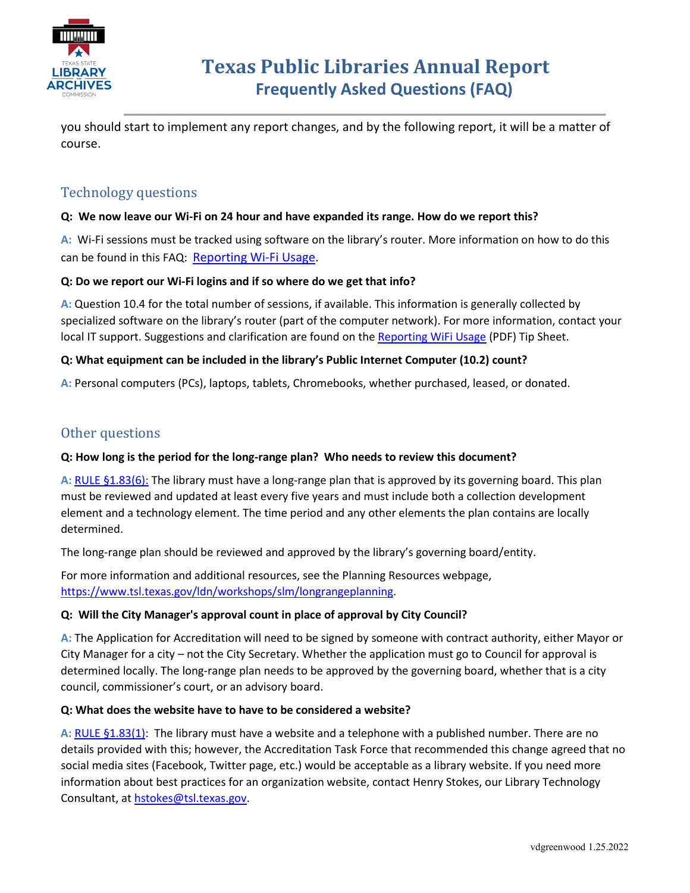you should start to implement any report changes, and by the following report, it will be a matter of course.

## Technology questions

**Q: We now leave our Wi-Fi on 24 hour and have expanded its range. How do we report this?**

**A:** Wi-Fi sessions must be tracked using software on the library's router. More information on how to do this can be found in this FAQ: Reporting Wi-Fi Usage.

**Q: Do we report our Wi-Fi logins and if so where do we get that info?**

**A:** Question 10.4 for the total number of sessions, if available. This information is generally collected by specialized software on the library's router (part of the computer network). For more information, contact your local IT support. Suggestions and clarification are found on the Reporting WiFi Usage (PDF) Tip Sheet.

**Q: What equipment can be included in the library's Public Internet Computer (10.2) count?**

**A:** Personal computers (PCs), laptops, tablets, Chromebooks, whether purchased, leased, or donated.

## Other questions

**Q: How long is the period for the long-range plan? Who needs to review this document?**

**A:** RULE §1.83(6): The library must have a long-range plan that is approved by its governing board. This plan must be reviewed and updated at least every five years and must include both a collection development element and a technology element. The time period and any other elements the plan contains are locally determined.

The long-range plan should be reviewed and approved by the library's governing board/entity.

For more information and additional resources, see the Planning Resources webpage, https://www.tsl.texas.gov/ldn/workshops/slm/longrangeplanning.

**Q: Will the City Manager's approval count in place of approval by City Council?**

**A:** The Application for Accreditation will need to be signed by someone with contract authority, either Mayor or City Manager for a city – not the City Secretary. Whether the application must go to Council for approval is determined locally. The long-range plan needs to be approved by the governing board, whether that is a city council, commissioner's court, or an advisory board.

**Q: What does the website have to have to be considered a website?**

**A:** RULE §1.83(1): The library must have a website and a telephone with a published number. There are no details provided with this; however, the Accreditation Task Force that recommended this change agreed that no social media sites (Facebook, Twitter page, etc.) would be acceptable as a library website. If you need more information about best practices for an organization website, contact Henry Stokes, our Library Technology Consultant, at hstokes@tsl.texas.gov.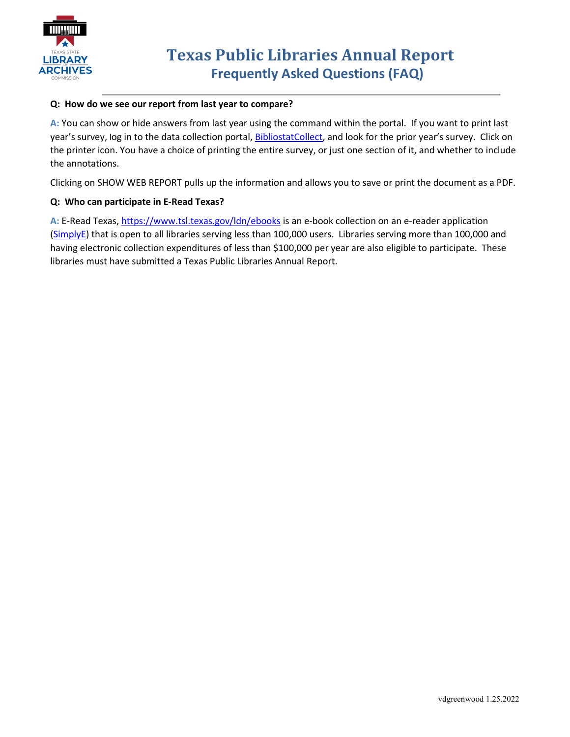**Q: How do we see our report from last year to compare?**

**A:** You can show or hide answers from last year using the command within the portal. If you want to print last year's survey, log in to the data collection portal, BibliostatCollect, and look for the prior year's survey. Click on the printer icon. You have a choice of printing the entire survey, or just one section of it, and whether to include the annotations.

Clicking on SHOW WEB REPORT pulls up the information and allows you to save or print the document as a PDF.

**Q: Who can participate in E-Read Texas?**

**A:** E-Read Texas, https://www.tsl.texas.gov/ldn/ebooks is an e-book collection on an e-reader application (SimplyE) that is open to all libraries serving less than 100,000 users. Libraries serving more than 100,000 and having electronic collection expenditures of less than $100,000 per year are also eligible to participate. These libraries must have submitted a Texas Public Libraries Annual Report.

vdgreenwood 1.25.2022